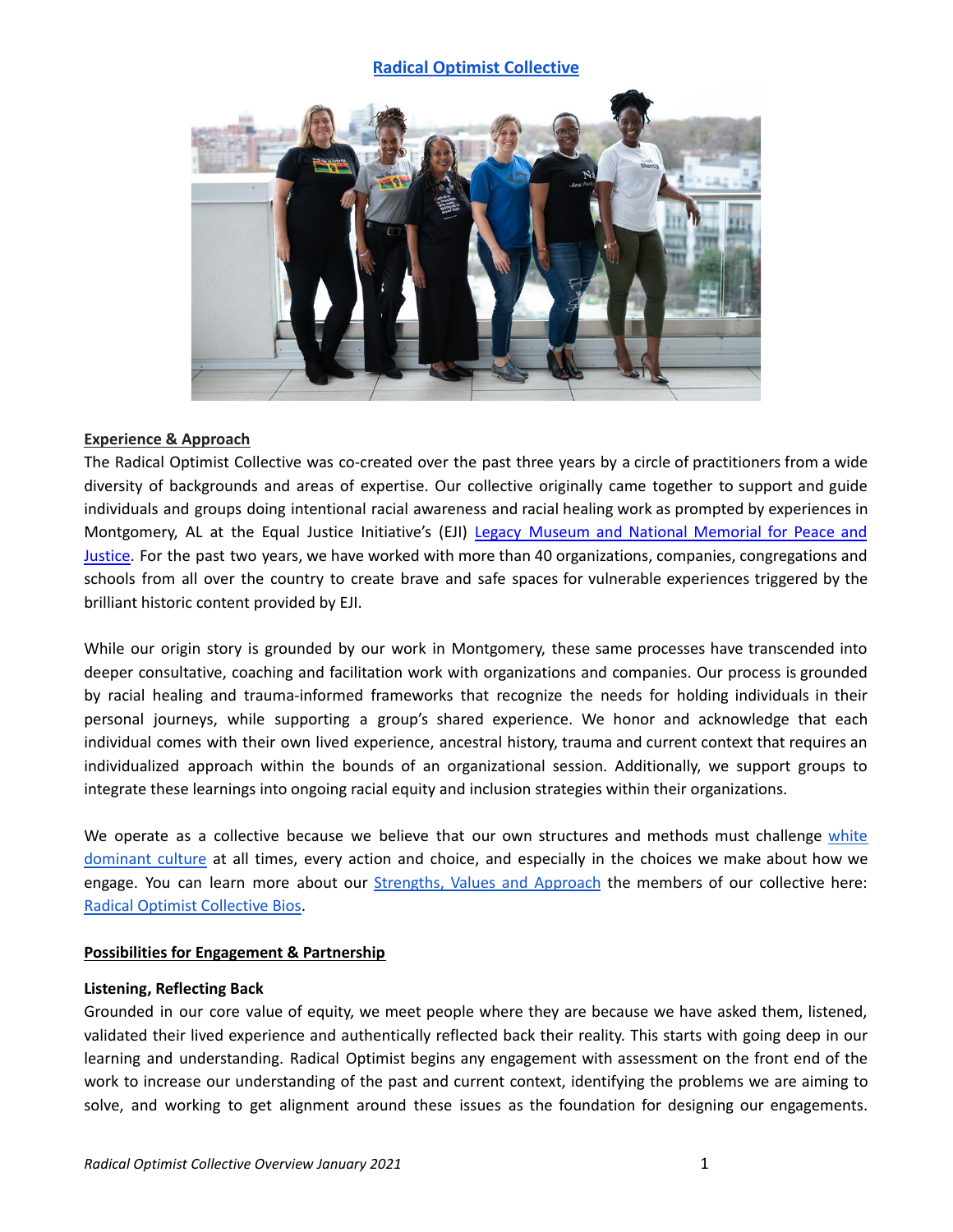# [Radical Optimist Collective]

## Experience & Approach

The Radical Optimist Collective was co-created over the past three years by a circle of practitioners from a wide diversity of backgrounds and areas of expertise. Our collective originally came together to support and guide individuals and groups doing intentional racial awareness and racial healing work as prompted by experiences in Montgomery, AL at the Equal Justice Initiative's (EJI) [Legacy Museum and National Memorial for Peace and Justice]. For the past two years, we have worked with more than 40 organizations, companies, congregations and schools from all over the country to create brave and safe spaces for vulnerable experiences triggered by the brilliant historic content provided by EJI.

While our origin story is grounded by our work in Montgomery, these same processes have transcended into deeper consultative, coaching and facilitation work with organizations and companies. Our process is grounded by racial healing and trauma-informed frameworks that recognize the needs for holding individuals in their personal journeys, while supporting a group's shared experience. We honor and acknowledge that each individual comes with their own lived experience, ancestral history, trauma and current context that requires an individualized approach within the bounds of an organizational session. Additionally, we support groups to integrate these learnings into ongoing racial equity and inclusion strategies within their organizations.

We operate as a collective because we believe that our own structures and methods must challenge [white dominant culture] at all times, every action and choice, and especially in the choices we make about how we engage. You can learn more about our [Strengths, Values and Approach] the members of our collective here: [Radical Optimist Collective Bios].

## Possibilities for Engagement & Partnership

### Listening, Reflecting Back

Grounded in our core value of equity, we meet people where they are because we have asked them, listened, validated their lived experience and authentically reflected back their reality. This starts with going deep in our learning and understanding. Radical Optimist begins any engagement with assessment on the front end of the work to increase our understanding of the past and current context, identifying the problems we are aiming to solve, and working to get alignment around these issues as the foundation for designing our engagements.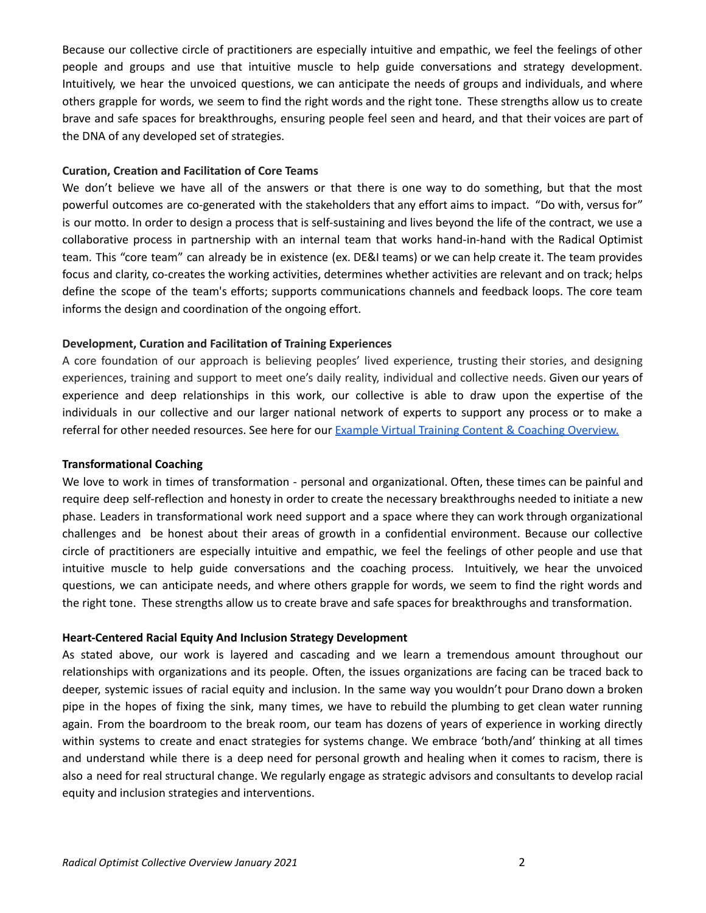Because our collective circle of practitioners are especially intuitive and empathic, we feel the feelings of other people and groups and use that intuitive muscle to help guide conversations and strategy development. Intuitively, we hear the unvoiced questions, we can anticipate the needs of groups and individuals, and where others grapple for words, we seem to find the right words and the right tone. These strengths allow us to create brave and safe spaces for breakthroughs, ensuring people feel seen and heard, and that their voices are part of the DNA of any developed set of strategies.

**Curation, Creation and Facilitation of Core Teams**

We don't believe we have all of the answers or that there is one way to do something, but that the most powerful outcomes are co-generated with the stakeholders that any effort aims to impact. "Do with, versus for" is our motto. In order to design a process that is self-sustaining and lives beyond the life of the contract, we use a collaborative process in partnership with an internal team that works hand-in-hand with the Radical Optimist team. This "core team" can already be in existence (ex. DE&I teams) or we can help create it. The team provides focus and clarity, co-creates the working activities, determines whether activities are relevant and on track; helps define the scope of the team's efforts; supports communications channels and feedback loops. The core team informs the design and coordination of the ongoing effort.

**Development, Curation and Facilitation of Training Experiences**

A core foundation of our approach is believing peoples' lived experience, trusting their stories, and designing experiences, training and support to meet one's daily reality, individual and collective needs. Given our years of experience and deep relationships in this work, our collective is able to draw upon the expertise of the individuals in our collective and our larger national network of experts to support any process or to make a referral for other needed resources. See here for our Example Virtual Training Content & Coaching Overview.

**Transformational Coaching**

We love to work in times of transformation - personal and organizational. Often, these times can be painful and require deep self-reflection and honesty in order to create the necessary breakthroughs needed to initiate a new phase. Leaders in transformational work need support and a space where they can work through organizational challenges and be honest about their areas of growth in a confidential environment. Because our collective circle of practitioners are especially intuitive and empathic, we feel the feelings of other people and use that intuitive muscle to help guide conversations and the coaching process. Intuitively, we hear the unvoiced questions, we can anticipate needs, and where others grapple for words, we seem to find the right words and the right tone. These strengths allow us to create brave and safe spaces for breakthroughs and transformation.

**Heart-Centered Racial Equity And Inclusion Strategy Development**

As stated above, our work is layered and cascading and we learn a tremendous amount throughout our relationships with organizations and its people. Often, the issues organizations are facing can be traced back to deeper, systemic issues of racial equity and inclusion. In the same way you wouldn't pour Drano down a broken pipe in the hopes of fixing the sink, many times, we have to rebuild the plumbing to get clean water running again. From the boardroom to the break room, our team has dozens of years of experience in working directly within systems to create and enact strategies for systems change. We embrace 'both/and' thinking at all times and understand while there is a deep need for personal growth and healing when it comes to racism, there is also a need for real structural change. We regularly engage as strategic advisors and consultants to develop racial equity and inclusion strategies and interventions.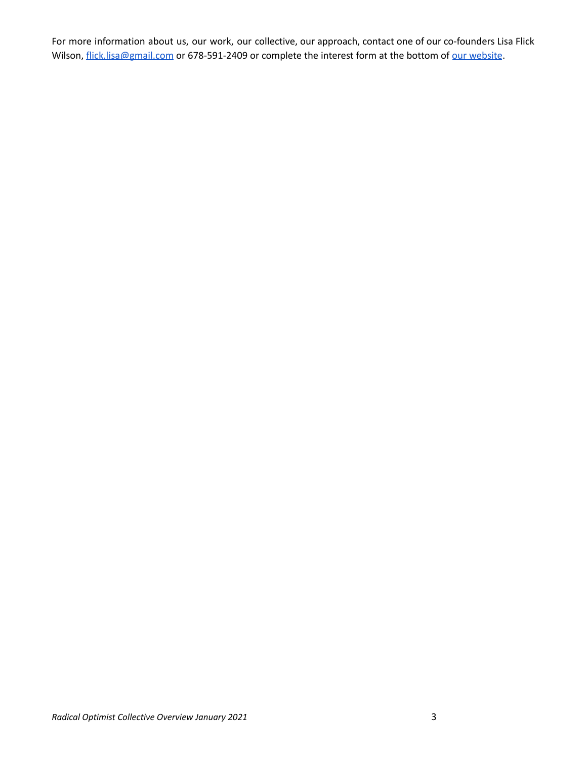For more information about us, our work, our collective, our approach, contact one of our co-founders Lisa Flick Wilson, [flick.lisa@gmail.com](mailto:flick.lisa@gmail.com) or 678-591-2409 or complete the interest form at the bottom of [our website](#).